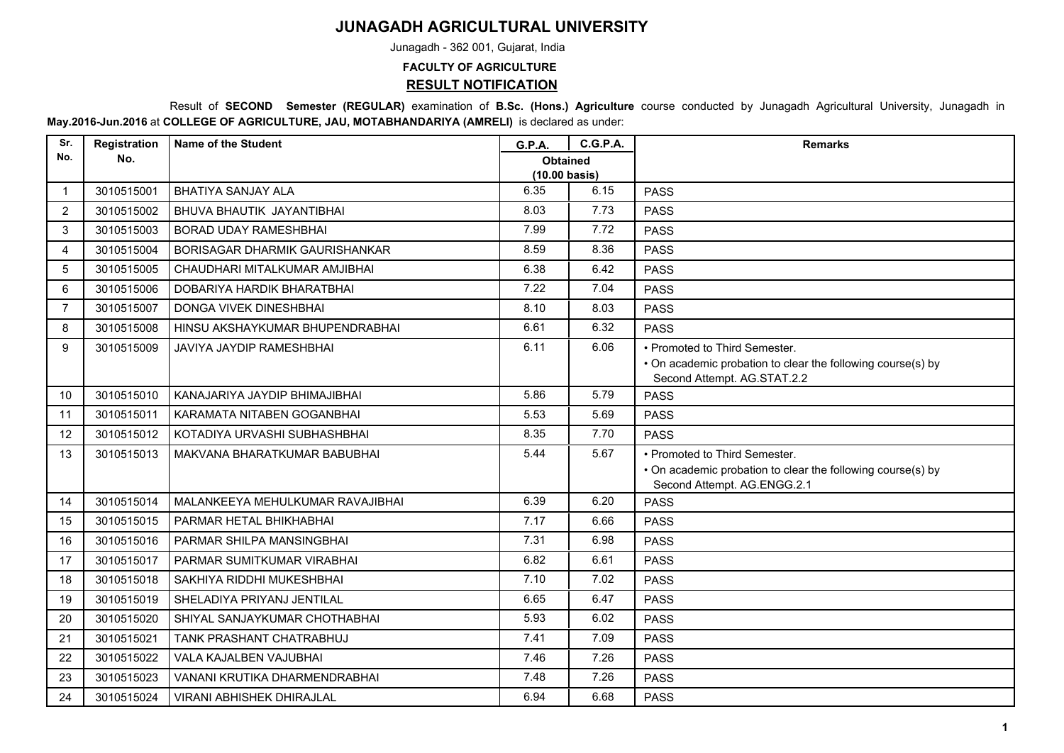# JUNAGADH AGRICULTURAL UNIVERSITY

Junagadh - 362 001, Gujarat, India

**FACULTY OF AGRICULTURE**

## RESULT NOTIFICATION

Result of **SECOND Semester (REGULAR)** examination of **B.Sc. (Hons.) Agriculture** course conducted by Junagadh Agricultural University, Junagadh in **May.2016-Jun.2016** at **COLLEGE OF AGRICULTURE, JAU, MOTABHANDARIYA (AMRELI)** is declared as under:

| Sr. No. | Registration No. | Name of the Student | G.P.A. | C.G.P.A. | Remarks |
|---|---|---|---|---|---|
| | | | Obtained (10.00 basis) | | |
| 1 | 3010515001 | BHATIYA SANJAY ALA | 6.35 | 6.15 | PASS |
| 2 | 3010515002 | BHUVA BHAUTIK JAYANTIBHAI | 8.03 | 7.73 | PASS |
| 3 | 3010515003 | BORAD UDAY RAMESHBHAI | 7.99 | 7.72 | PASS |
| 4 | 3010515004 | BORISAGAR DHARMIK GAURISHANKAR | 8.59 | 8.36 | PASS |
| 5 | 3010515005 | CHAUDHARI MITALKUMAR AMJIBHAI | 6.38 | 6.42 | PASS |
| 6 | 3010515006 | DOBARIYA HARDIK BHARATBHAI | 7.22 | 7.04 | PASS |
| 7 | 3010515007 | DONGA VIVEK DINESHBHAI | 8.10 | 8.03 | PASS |
| 8 | 3010515008 | HINSU AKSHAYKUMAR BHUPENDRABHAI | 6.61 | 6.32 | PASS |
| 9 | 3010515009 | JAVIYA JAYDIP RAMESHBHAI | 6.11 | 6.06 | • Promoted to Third Semester. • On academic probation to clear the following course(s) by Second Attempt. AG.STAT.2.2 |
| 10 | 3010515010 | KANAJARIYA JAYDIP BHIMAJIBHAI | 5.86 | 5.79 | PASS |
| 11 | 3010515011 | KARAMATA NITABEN GOGANBHAI | 5.53 | 5.69 | PASS |
| 12 | 3010515012 | KOTADIYA URVASHI SUBHASHBHAI | 8.35 | 7.70 | PASS |
| 13 | 3010515013 | MAKVANA BHARATKUMAR BABUBHAI | 5.44 | 5.67 | • Promoted to Third Semester. • On academic probation to clear the following course(s) by Second Attempt. AG.ENGG.2.1 |
| 14 | 3010515014 | MALANKEEYA MEHULKUMAR RAVAJIBHAI | 6.39 | 6.20 | PASS |
| 15 | 3010515015 | PARMAR HETAL BHIKHABHAI | 7.17 | 6.66 | PASS |
| 16 | 3010515016 | PARMAR SHILPA MANSINGBHAI | 7.31 | 6.98 | PASS |
| 17 | 3010515017 | PARMAR SUMITKUMAR VIRABHAI | 6.82 | 6.61 | PASS |
| 18 | 3010515018 | SAKHIYA RIDDHI MUKESHBHAI | 7.10 | 7.02 | PASS |
| 19 | 3010515019 | SHELADIYA PRIYANJ JENTILAL | 6.65 | 6.47 | PASS |
| 20 | 3010515020 | SHIYAL SANJAYKUMAR CHOTHABHAI | 5.93 | 6.02 | PASS |
| 21 | 3010515021 | TANK PRASHANT CHATRABHUJ | 7.41 | 7.09 | PASS |
| 22 | 3010515022 | VALA KAJALBEN VAJUBHAI | 7.46 | 7.26 | PASS |
| 23 | 3010515023 | VANANI KRUTIKA DHARMENDRABHAI | 7.48 | 7.26 | PASS |
| 24 | 3010515024 | VIRANI ABHISHEK DHIRAJLAL | 6.94 | 6.68 | PASS |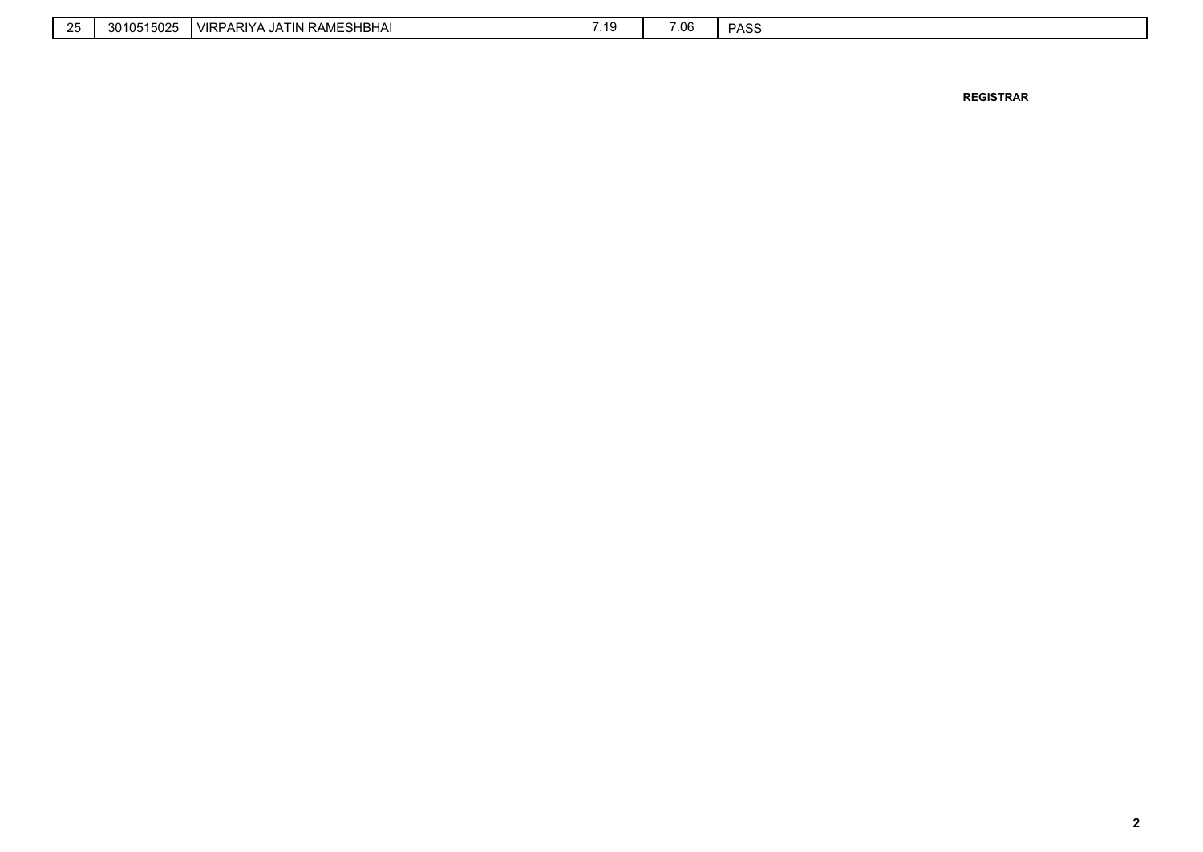| | | | | | |
|---|---|---|---|---|---|
| 25 | 3010515025 | VIRPARIYA JATIN RAMESHBHAI | 7.19 | 7.06 | PASS |

**REGISTRAR**